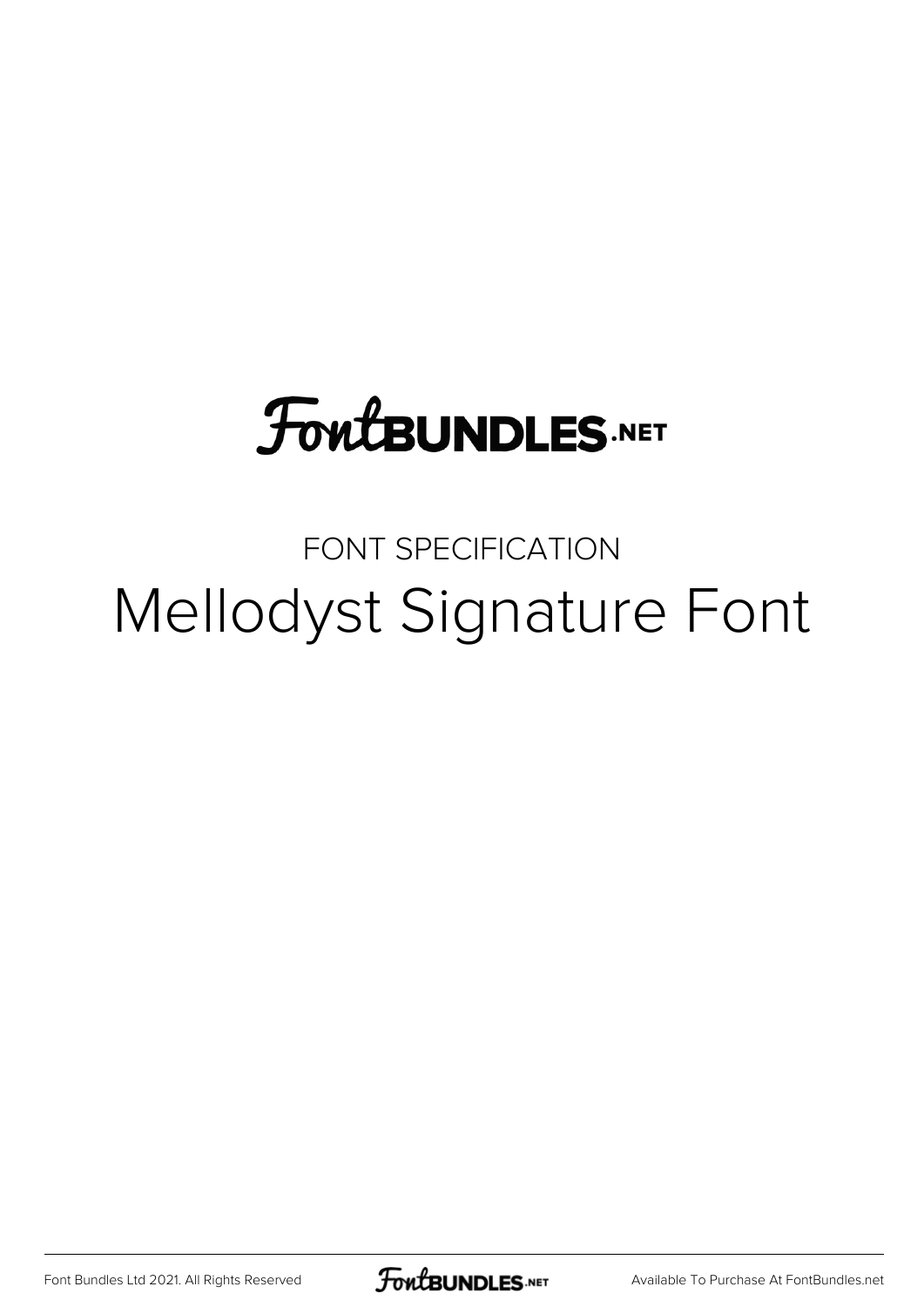# FontBUNDLES.NET

FONT SPECIFICATION

## Mellodyst Signature Font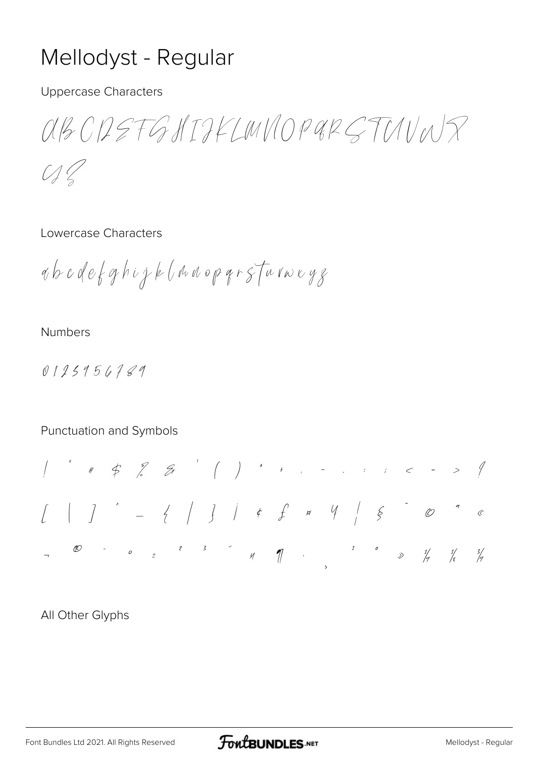# Mellodyst - Regular

Uppercase Characters

ABCDEFGHIJKLMNOPQRSTUVWX
YZ

Lowercase Characters

abcdefghijklmnopqrstuvwxyz

Numbers

0123456789

Punctuation and Symbols

! " # $ % & ' ( ) * + , - . : ; < = > ?
[ \ ] ^ _ { | } ~ ¢ £ ¤ ¥ ¦ § ¨ © ª «
¬ ® ¯ ° ± ² ³ ´ µ ¶ · ¸ ¹ º » ¼ ½ ¾

All Other Glyphs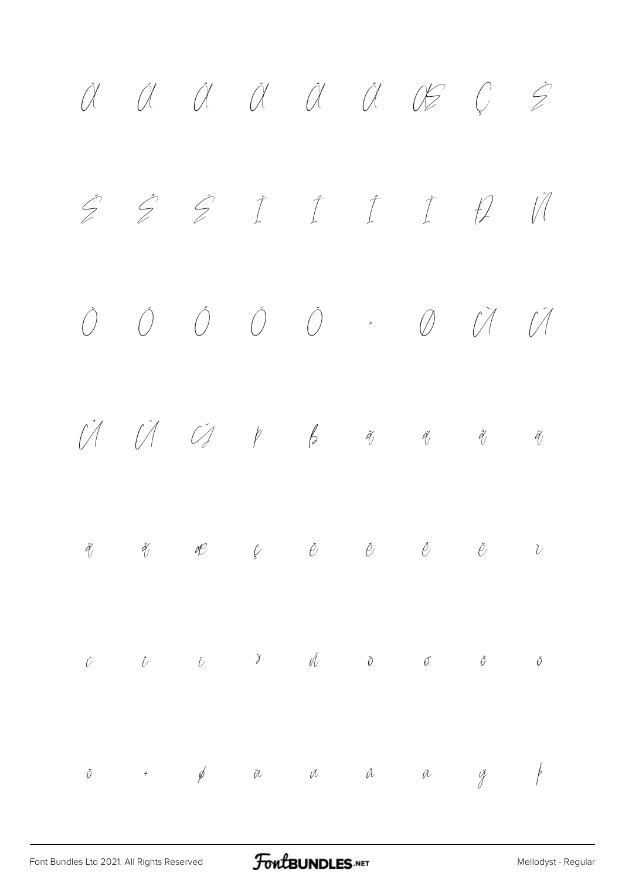À Á Â Ã Ä Å Æ Ç È

É Ê Ë Ì Í Î Ï Ð Ñ

Ò Ó Ô Õ Ö × Ø Ù Ú

Û Ü Ý Þ ß à á â ã

ä å æ ç è é ê ë ì

í î ï ð ñ ò ó ô õ

ö ÷ ø ù ú û ü ý þ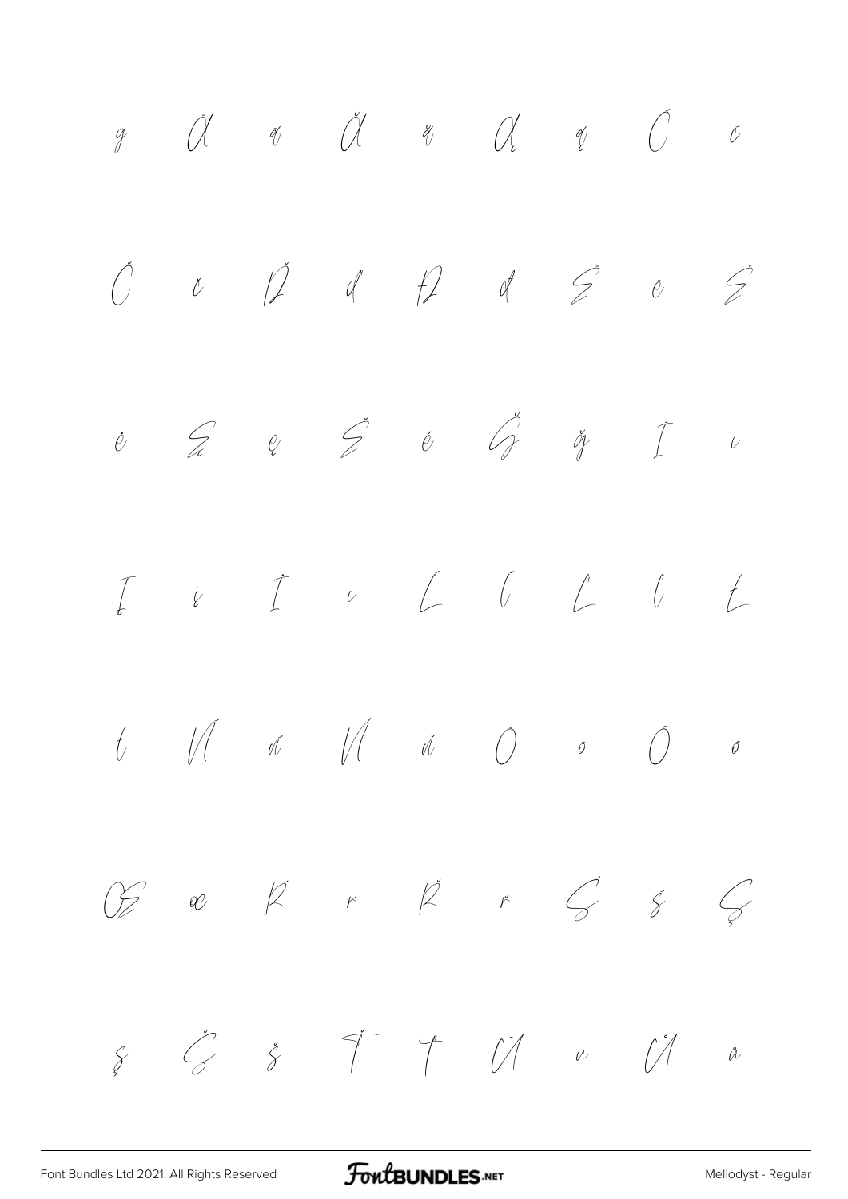ģ Ā ā Ă ă Ą ą Ć ć

Č č Ď ď Đ đ Ē ē Ė

ė Ę ę Ě ě Ğ ğ Ī ī

Į į İ ı Ĺ ĺ Ľ ľ Ł

ł Ń ń Ň ň Ō ō Ő ő

Œ œ Ŕ ŕ Ř ř Ś ś Ş

ş Š š Ť ť Ū ū Ů ů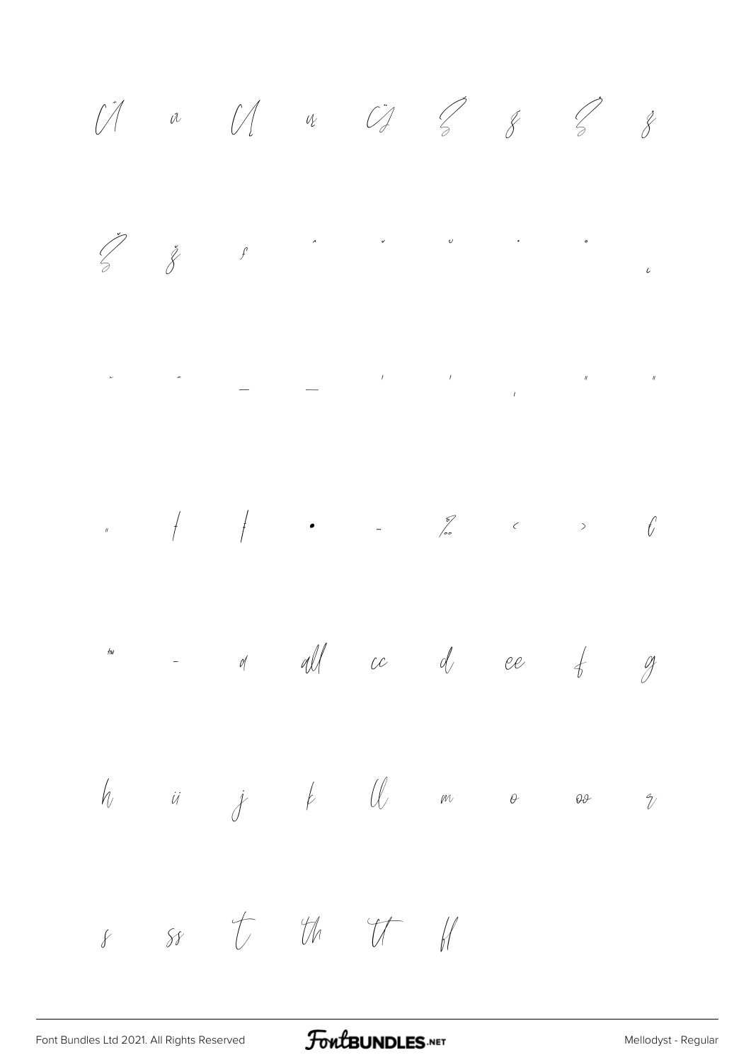Ű ű Ų ų Ÿ Ź ź Ż ż

Ž ž ƒ ˆ ˇ ˘ ˙ ˚ ˛

˜ ˝ – — ' ' ‚ " "

„ † ‡ • … ‰ ‹ › ℓ

™ - ɑ all cc d ee f g

h ii j k ll m o oo q

s ss t th tt ff